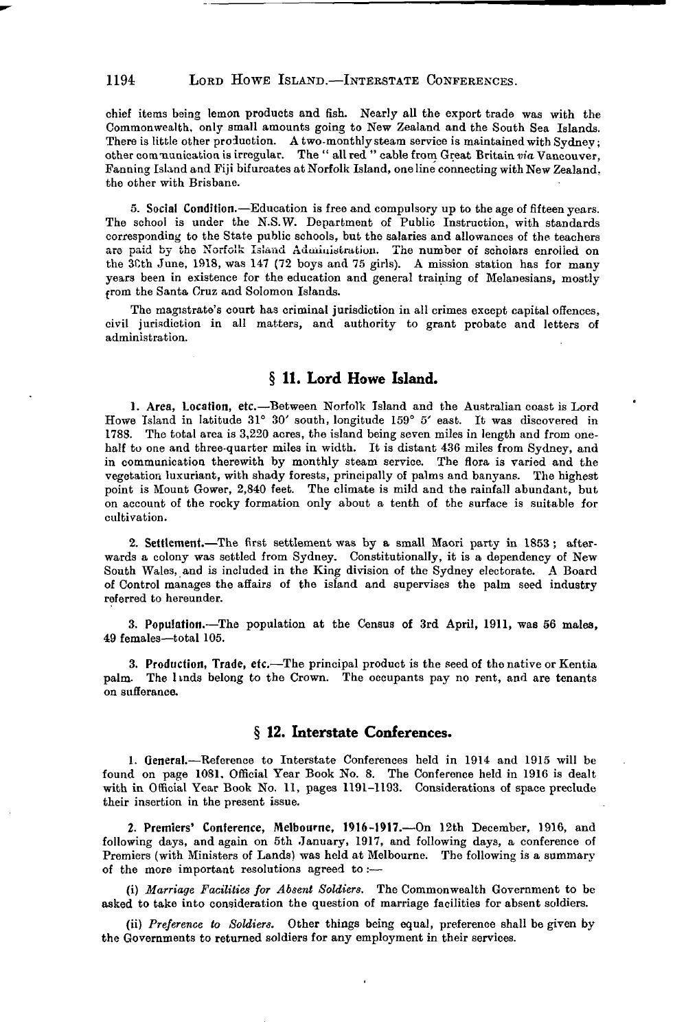chief items being lemon products and fish. Nearly all the export trade was with the Commonwealth, only small amounts going to New Zealand and the South Sea Islands. There is little other production. A two-monthly steam service is maintained with Sydney; other communication is irregular. The "all red" cable from Great Britain *via* Vancouver, Fanning Island and Fiji bifurcates at Norfolk Island, one line connecting with New Zealand, the other with Brisbane.

5. **Social Condition.**—Education is free and compulsory up to the age of fifteen years. The school is under the N.S.W. Department of Public Instruction, with standards corresponding to the State public schools, but the salaries and allowances of the teachers are paid by the Norfolk Island Administration. The number of scholars enrolled on the 30th June, 1918, was 147 (72 boys and 75 girls). A mission station has for many years been in existence for the education and general training of Melanesians, mostly from the Santa Cruz and Solomon Islands.

The magistrate's court has criminal jurisdiction in all crimes except capital offences, civil jurisdiction in all matters, and authority to grant probate and letters of administration.

## § 11. Lord Howe Island.

1. **Area, Location, etc.**—Between Norfolk Island and the Australian coast is Lord Howe Island in latitude 31° 30′ south, longitude 159° 5′ east. It was discovered in 1788. The total area is 3,220 acres, the island being seven miles in length and from one-half to one and three-quarter miles in width. It is distant 436 miles from Sydney, and in communication therewith by monthly steam service. The flora is varied and the vegetation luxuriant, with shady forests, principally of palms and banyans. The highest point is Mount Gower, 2,840 feet. The climate is mild and the rainfall abundant, but on account of the rocky formation only about a tenth of the surface is suitable for cultivation.

2. **Settlement.**—The first settlement was by a small Maori party in 1853; afterwards a colony was settled from Sydney. Constitutionally, it is a dependency of New South Wales, and is included in the King division of the Sydney electorate. A Board of Control manages the affairs of the island and supervises the palm seed industry referred to hereunder.

3. **Population.**—The population at the Census of 3rd April, 1911, was 56 males, 49 females—total 105.

3. **Production, Trade, etc.**—The principal product is the seed of the native or Kentia palm. The lands belong to the Crown. The occupants pay no rent, and are tenants on sufferance.

## § 12. Interstate Conferences.

1. **General.**—Reference to Interstate Conferences held in 1914 and 1915 will be found on page 1081, Official Year Book No. 8. The Conference held in 1916 is dealt with in Official Year Book No. 11, pages 1191-1193. Considerations of space preclude their insertion in the present issue.

2. **Premiers' Conference, Melbourne, 1916-1917.**—On 12th December, 1916, and following days, and again on 5th January, 1917, and following days, a conference of Premiers (with Ministers of Lands) was held at Melbourne. The following is a summary of the more important resolutions agreed to:—

(i) *Marriage Facilities for Absent Soldiers.* The Commonwealth Government to be asked to take into consideration the question of marriage facilities for absent soldiers.

(ii) *Preference to Soldiers.* Other things being equal, preference shall be given by the Governments to returned soldiers for any employment in their services.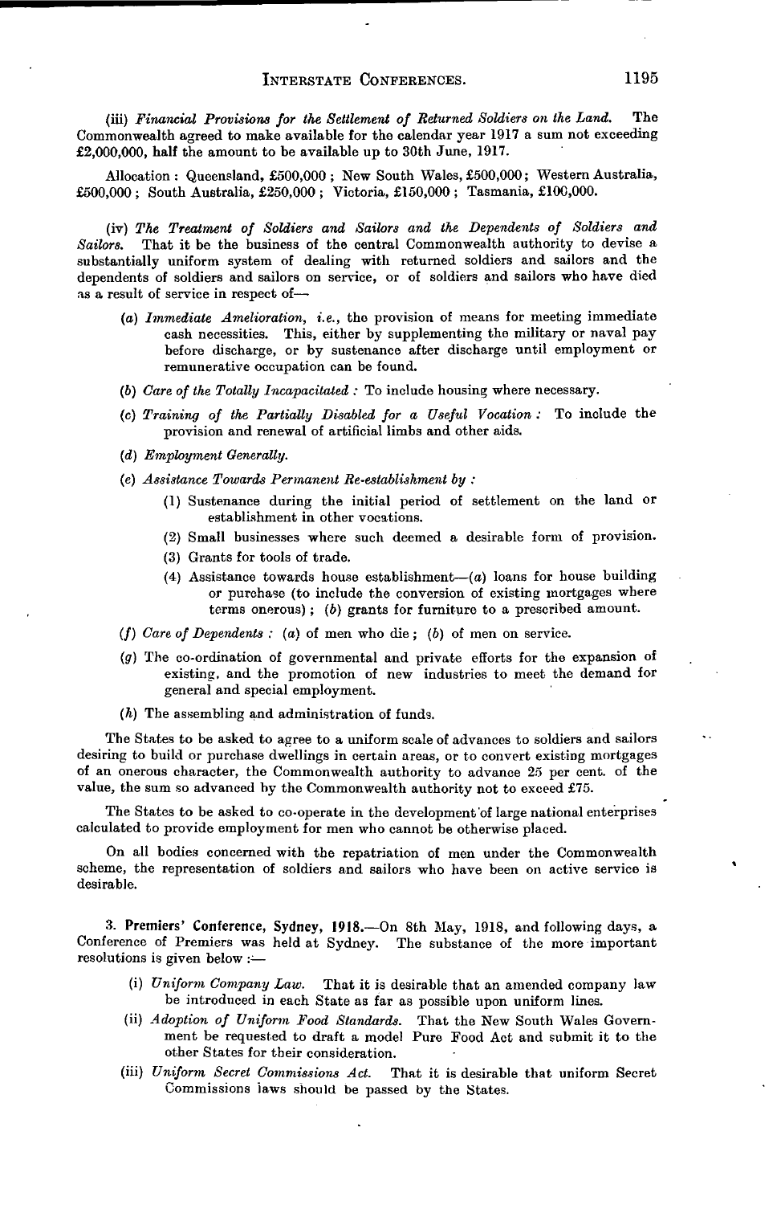(iii) *Financial Provisions for the Settlement of Returned Soldiers on the Land.* The Commonwealth agreed to make available for the calendar year 1917 a sum not exceeding £2,000,000, half the amount to be available up to 30th June, 1917.

Allocation: Queensland, £500,000; New South Wales, £500,000; Western Australia, £500,000; South Australia, £250,000; Victoria, £150,000; Tasmania, £100,000.

(iv) *The Treatment of Soldiers and Sailors and the Dependents of Soldiers and Sailors.* That it be the business of the central Commonwealth authority to devise a substantially uniform system of dealing with returned soldiers and sailors and the dependents of soldiers and sailors on service, or of soldiers and sailors who have died as a result of service in respect of—

- (a) *Immediate Amelioration, i.e.*, the provision of means for meeting immediate cash necessities. This, either by supplementing the military or naval pay before discharge, or by sustenance after discharge until employment or remunerative occupation can be found.
- (b) *Care of the Totally Incapacitated*: To include housing where necessary.
- (c) *Training of the Partially Disabled for a Useful Vocation*: To include the provision and renewal of artificial limbs and other aids.
- (d) *Employment Generally.*
- (e) *Assistance Towards Permanent Re-establishment by*:
  - (1) Sustenance during the initial period of settlement on the land or establishment in other vocations.
  - (2) Small businesses where such deemed a desirable form of provision.
  - (3) Grants for tools of trade.
  - (4) Assistance towards house establishment—(a) loans for house building or purchase (to include the conversion of existing mortgages where terms onerous); (b) grants for furniture to a prescribed amount.
- (f) *Care of Dependents*: (a) of men who die; (b) of men on service.
- (g) The co-ordination of governmental and private efforts for the expansion of existing, and the promotion of new industries to meet the demand for general and special employment.
- (h) The assembling and administration of funds.

The States to be asked to agree to a uniform scale of advances to soldiers and sailors desiring to build or purchase dwellings in certain areas, or to convert existing mortgages of an onerous character, the Commonwealth authority to advance 25 per cent. of the value, the sum so advanced by the Commonwealth authority not to exceed £75.

The States to be asked to co-operate in the development of large national enterprises calculated to provide employment for men who cannot be otherwise placed.

On all bodies concerned with the repatriation of men under the Commonwealth scheme, the representation of soldiers and sailors who have been on active service is desirable.

3. **Premiers' Conference, Sydney, 1918.**—On 8th May, 1918, and following days, a Conference of Premiers was held at Sydney. The substance of the more important resolutions is given below:—

- (i) *Uniform Company Law.* That it is desirable that an amended company law be introduced in each State as far as possible upon uniform lines.
- (ii) *Adoption of Uniform Food Standards.* That the New South Wales Government be requested to draft a model Pure Food Act and submit it to the other States for their consideration.
- (iii) *Uniform Secret Commissions Act.* That it is desirable that uniform Secret Commissions laws should be passed by the States.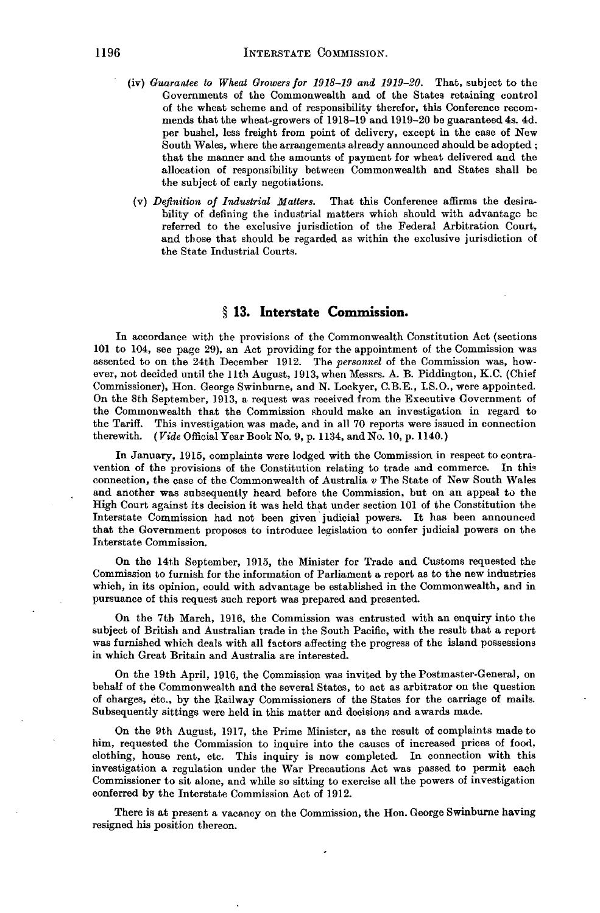(iv) *Guarantee to Wheat Growers for 1918–19 and 1919–20.* That, subject to the Governments of the Commonwealth and of the States retaining control of the wheat scheme and of responsibility therefor, this Conference recommends that the wheat-growers of 1918–19 and 1919–20 be guaranteed 4s. 4d. per bushel, less freight from point of delivery, except in the case of New South Wales, where the arrangements already announced should be adopted; that the manner and the amounts of payment for wheat delivered and the allocation of responsibility between Commonwealth and States shall be the subject of early negotiations.

(v) *Definition of Industrial Matters.* That this Conference affirms the desirability of defining the industrial matters which should with advantage be referred to the exclusive jurisdiction of the Federal Arbitration Court, and those that should be regarded as within the exclusive jurisdiction of the State Industrial Courts.

## § 13. Interstate Commission.

In accordance with the provisions of the Commonwealth Constitution Act (sections 101 to 104, see page 29), an Act providing for the appointment of the Commission was assented to on the 24th December 1912. The *personnel* of the Commission was, however, not decided until the 11th August, 1913, when Messrs. A. B. Piddington, K.C. (Chief Commissioner), Hon. George Swinburne, and N. Lockyer, C.B.E., I.S.O., were appointed. On the 8th September, 1913, a request was received from the Executive Government of the Commonwealth that the Commission should make an investigation in regard to the Tariff. This investigation was made, and in all 70 reports were issued in connection therewith. (*Vide* Official Year Book No. 9, p. 1134, and No. 10, p. 1140.)

In January, 1915, complaints were lodged with the Commission in respect to contravention of the provisions of the Constitution relating to trade and commerce. In this connection, the case of the Commonwealth of Australia *v* The State of New South Wales and another was subsequently heard before the Commission, but on an appeal to the High Court against its decision it was held that under section 101 of the Constitution the Interstate Commission had not been given judicial powers. It has been announced that the Government proposes to introduce legislation to confer judicial powers on the Interstate Commission.

On the 14th September, 1915, the Minister for Trade and Customs requested the Commission to furnish for the information of Parliament a report as to the new industries which, in its opinion, could with advantage be established in the Commonwealth, and in pursuance of this request such report was prepared and presented.

On the 7th March, 1916, the Commission was entrusted with an enquiry into the subject of British and Australian trade in the South Pacific, with the result that a report was furnished which deals with all factors affecting the progress of the island possessions in which Great Britain and Australia are interested.

On the 19th April, 1916, the Commission was invited by the Postmaster-General, on behalf of the Commonwealth and the several States, to act as arbitrator on the question of charges, etc., by the Railway Commissioners of the States for the carriage of mails. Subsequently sittings were held in this matter and decisions and awards made.

On the 9th August, 1917, the Prime Minister, as the result of complaints made to him, requested the Commission to inquire into the causes of increased prices of food, clothing, house rent, etc. This inquiry is now completed. In connection with this investigation a regulation under the War Precautions Act was passed to permit each Commissioner to sit alone, and while so sitting to exercise all the powers of investigation conferred by the Interstate Commission Act of 1912.

There is at present a vacancy on the Commission, the Hon. George Swinburne having resigned his position thereon.